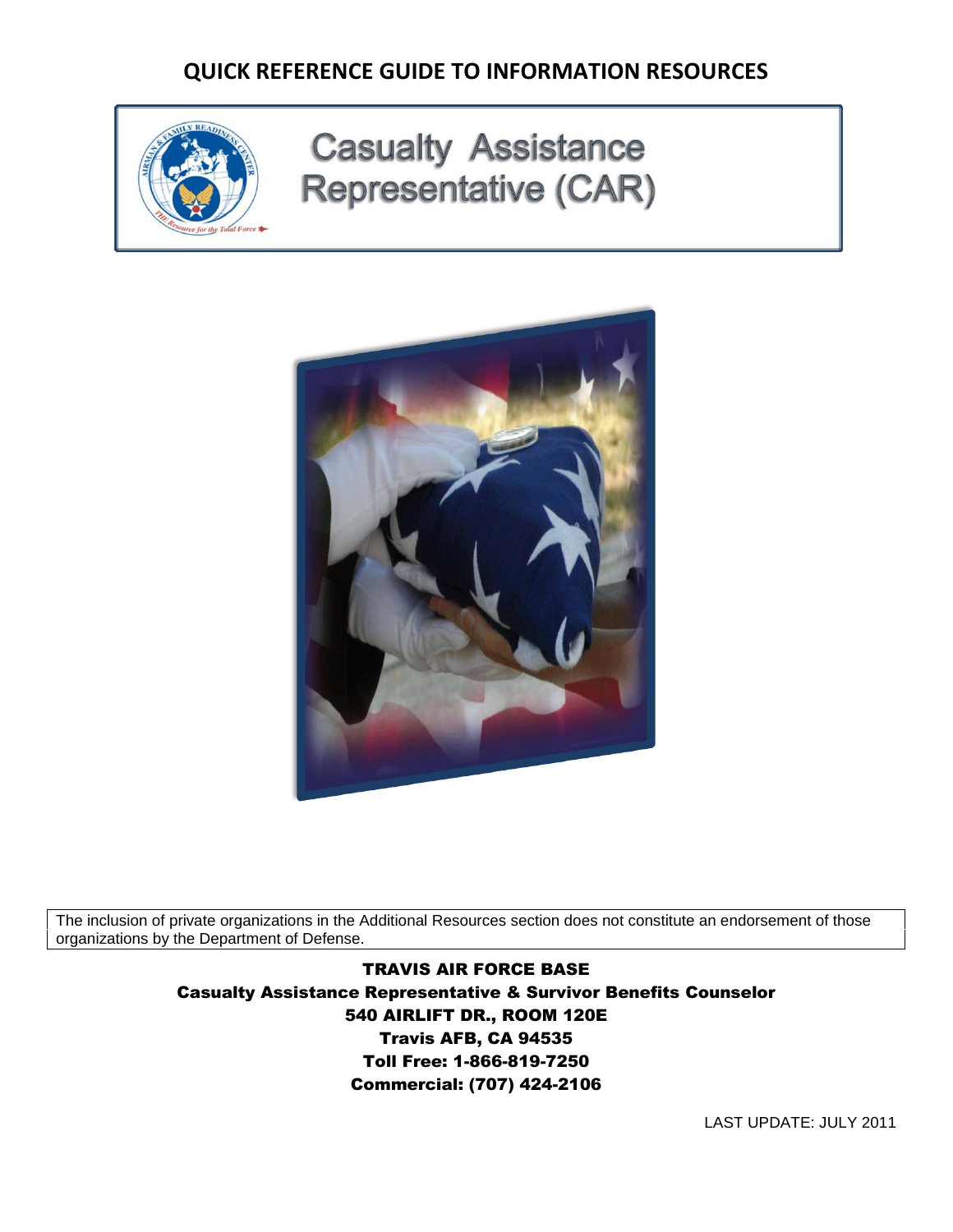# QUICK REFERENCE GUIDE TO INFORMATION RESOURCES

## Casualty Assistance Representative (CAR)

The inclusion of private organizations in the Additional Resources section does not constitute an endorsement of those organizations by the Department of Defense.

**TRAVIS AIR FORCE BASE**
**Casualty Assistance Representative & Survivor Benefits Counselor**
**540 AIRLIFT DR., ROOM 120E**
**Travis AFB, CA 94535**
**Toll Free: 1-866-819-7250**
**Commercial: (707) 424-2106**

LAST UPDATE: JULY 2011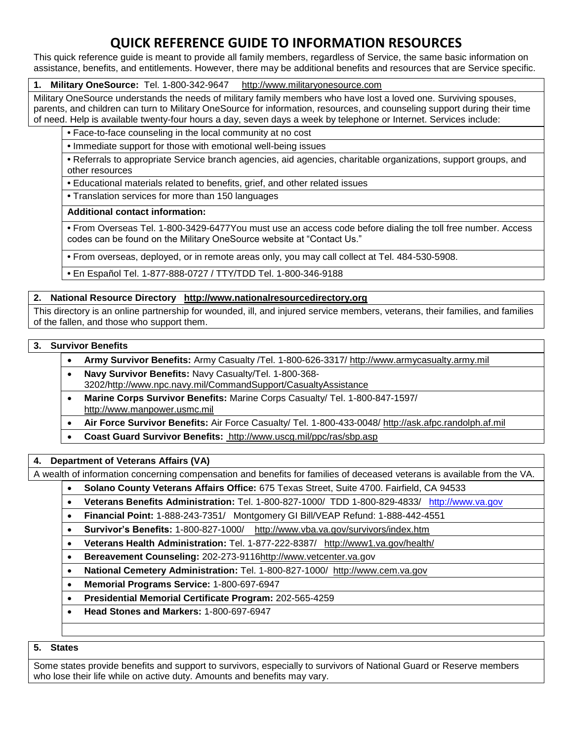# QUICK REFERENCE GUIDE TO INFORMATION RESOURCES

This quick reference guide is meant to provide all family members, regardless of Service, the same basic information on assistance, benefits, and entitlements. However, there may be additional benefits and resources that are Service specific.

## 1. Military OneSource: Tel. 1-800-342-9647 http://www.militaryonesource.com

Military OneSource understands the needs of military family members who have lost a loved one. Surviving spouses, parents, and children can turn to Military OneSource for information, resources, and counseling support during their time of need. Help is available twenty-four hours a day, seven days a week by telephone or Internet. Services include:

- Face-to-face counseling in the local community at no cost
- Immediate support for those with emotional well-being issues
- Referrals to appropriate Service branch agencies, aid agencies, charitable organizations, support groups, and other resources
- Educational materials related to benefits, grief, and other related issues
- Translation services for more than 150 languages

**Additional contact information:**

- From Overseas Tel. 1-800-3429-6477You must use an access code before dialing the toll free number. Access codes can be found on the Military OneSource website at "Contact Us."
- From overseas, deployed, or in remote areas only, you may call collect at Tel. 484-530-5908.
- En Español Tel. 1-877-888-0727 / TTY/TDD Tel. 1-800-346-9188

## 2. National Resource Directory http://www.nationalresourcedirectory.org

This directory is an online partnership for wounded, ill, and injured service members, veterans, their families, and families of the fallen, and those who support them.

## 3. Survivor Benefits

- **Army Survivor Benefits:** Army Casualty /Tel. 1-800-626-3317/ http://www.armycasualty.army.mil
- **Navy Survivor Benefits:** Navy Casualty/Tel. 1-800-368-3202/http://www.npc.navy.mil/CommandSupport/CasualtyAssistance
- **Marine Corps Survivor Benefits:** Marine Corps Casualty/ Tel. 1-800-847-1597/ http://www.manpower.usmc.mil
- **Air Force Survivor Benefits:** Air Force Casualty/ Tel. 1-800-433-0048/ http://ask.afpc.randolph.af.mil
- **Coast Guard Survivor Benefits:** http://www.uscg.mil/ppc/ras/sbp.asp

## 4. Department of Veterans Affairs (VA)

A wealth of information concerning compensation and benefits for families of deceased veterans is available from the VA.

- **Solano County Veterans Affairs Office:** 675 Texas Street, Suite 4700. Fairfield, CA 94533
- **Veterans Benefits Administration:** Tel. 1-800-827-1000/ TDD 1-800-829-4833/ http://www.va.gov
- **Financial Point:** 1-888-243-7351/ Montgomery GI Bill/VEAP Refund: 1-888-442-4551
- **Survivor's Benefits:** 1-800-827-1000/ http://www.vba.va.gov/survivors/index.htm
- **Veterans Health Administration:** Tel. 1-877-222-8387/ http://www1.va.gov/health/
- **Bereavement Counseling:** 202-273-9116http://www.vetcenter.va.gov
- **National Cemetery Administration:** Tel. 1-800-827-1000/ http://www.cem.va.gov
- **Memorial Programs Service:** 1-800-697-6947
- **Presidential Memorial Certificate Program:** 202-565-4259
- **Head Stones and Markers:** 1-800-697-6947

## 5. States

Some states provide benefits and support to survivors, especially to survivors of National Guard or Reserve members who lose their life while on active duty. Amounts and benefits may vary.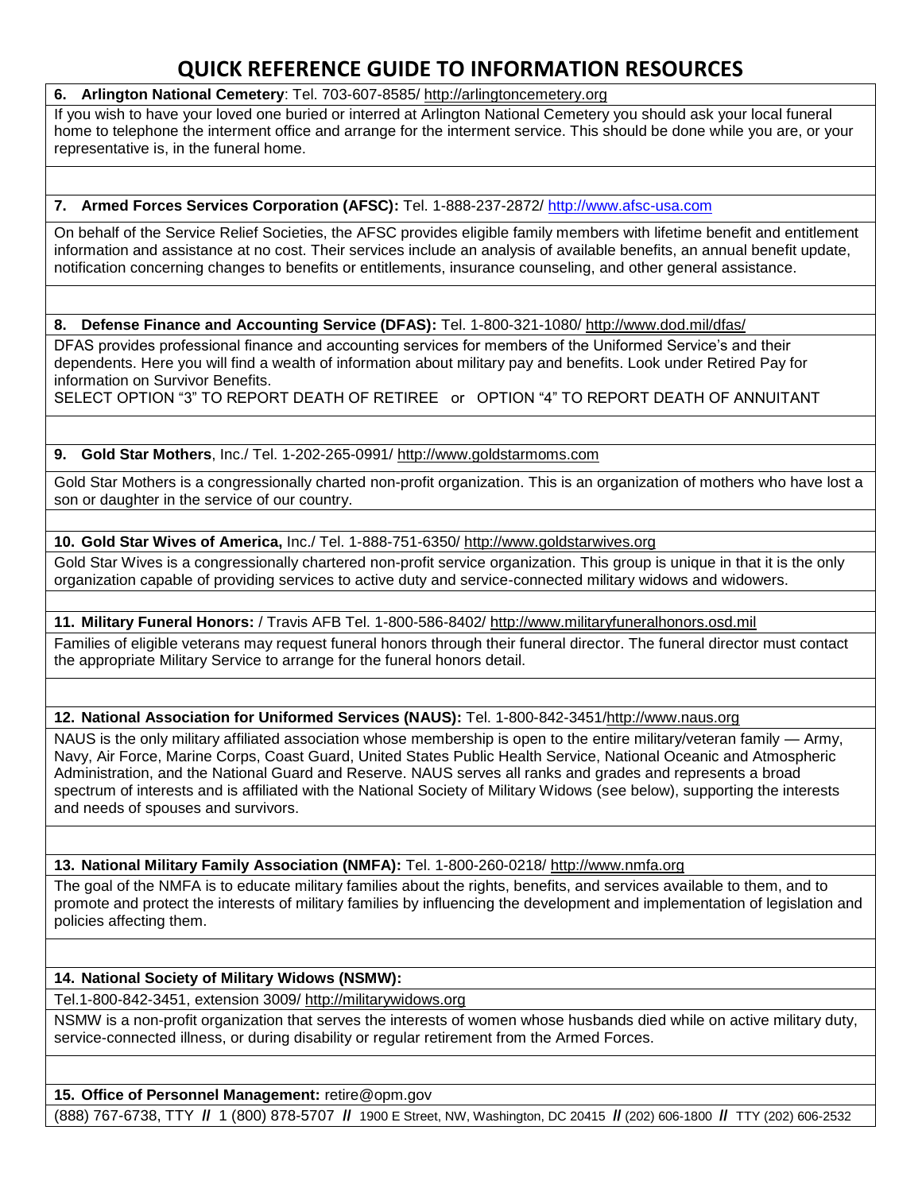# QUICK REFERENCE GUIDE TO INFORMATION RESOURCES

**6. Arlington National Cemetery**: Tel. 703-607-8585/ http://arlingtoncemetery.org

If you wish to have your loved one buried or interred at Arlington National Cemetery you should ask your local funeral home to telephone the interment office and arrange for the interment service. This should be done while you are, or your representative is, in the funeral home.

**7. Armed Forces Services Corporation (AFSC):** Tel. 1-888-237-2872/ http://www.afsc-usa.com

On behalf of the Service Relief Societies, the AFSC provides eligible family members with lifetime benefit and entitlement information and assistance at no cost. Their services include an analysis of available benefits, an annual benefit update, notification concerning changes to benefits or entitlements, insurance counseling, and other general assistance.

**8. Defense Finance and Accounting Service (DFAS):** Tel. 1-800-321-1080/ http://www.dod.mil/dfas/

DFAS provides professional finance and accounting services for members of the Uniformed Service's and their dependents. Here you will find a wealth of information about military pay and benefits. Look under Retired Pay for information on Survivor Benefits.

SELECT OPTION "3" TO REPORT DEATH OF RETIREE or OPTION "4" TO REPORT DEATH OF ANNUITANT

**9. Gold Star Mothers**, Inc./ Tel. 1-202-265-0991/ http://www.goldstarmoms.com

Gold Star Mothers is a congressionally charted non-profit organization. This is an organization of mothers who have lost a son or daughter in the service of our country.

**10. Gold Star Wives of America,** Inc./ Tel. 1-888-751-6350/ http://www.goldstarwives.org

Gold Star Wives is a congressionally chartered non-profit service organization. This group is unique in that it is the only organization capable of providing services to active duty and service-connected military widows and widowers.

**11. Military Funeral Honors:** / Travis AFB Tel. 1-800-586-8402/ http://www.militaryfuneralhonors.osd.mil

Families of eligible veterans may request funeral honors through their funeral director. The funeral director must contact the appropriate Military Service to arrange for the funeral honors detail.

**12. National Association for Uniformed Services (NAUS):** Tel. 1-800-842-3451/http://www.naus.org

NAUS is the only military affiliated association whose membership is open to the entire military/veteran family — Army, Navy, Air Force, Marine Corps, Coast Guard, United States Public Health Service, National Oceanic and Atmospheric Administration, and the National Guard and Reserve. NAUS serves all ranks and grades and represents a broad spectrum of interests and is affiliated with the National Society of Military Widows (see below), supporting the interests and needs of spouses and survivors.

**13. National Military Family Association (NMFA):** Tel. 1-800-260-0218/ http://www.nmfa.org

The goal of the NMFA is to educate military families about the rights, benefits, and services available to them, and to promote and protect the interests of military families by influencing the development and implementation of legislation and policies affecting them.

**14. National Society of Military Widows (NSMW):**

Tel.1-800-842-3451, extension 3009/ http://militarywidows.org

NSMW is a non-profit organization that serves the interests of women whose husbands died while on active military duty, service-connected illness, or during disability or regular retirement from the Armed Forces.

**15. Office of Personnel Management:** retire@opm.gov

(888) 767-6738, TTY // 1 (800) 878-5707 // 1900 E Street, NW, Washington, DC 20415 // (202) 606-1800 // TTY (202) 606-2532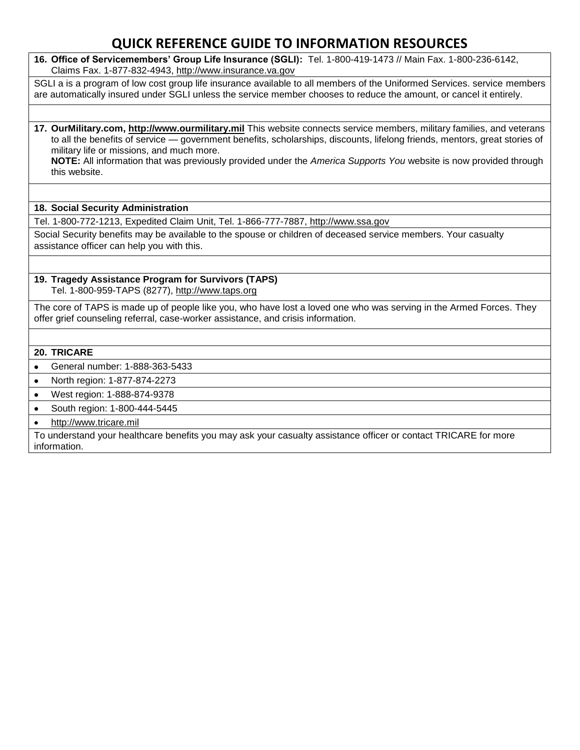# QUICK REFERENCE GUIDE TO INFORMATION RESOURCES

**16. Office of Servicemembers' Group Life Insurance (SGLI):** Tel. 1-800-419-1473 // Main Fax. 1-800-236-6142, Claims Fax. 1-877-832-4943, http://www.insurance.va.gov

SGLI a is a program of low cost group life insurance available to all members of the Uniformed Services. service members are automatically insured under SGLI unless the service member chooses to reduce the amount, or cancel it entirely.

**17. OurMilitary.com, http://www.ourmilitary.mil** This website connects service members, military families, and veterans to all the benefits of service — government benefits, scholarships, discounts, lifelong friends, mentors, great stories of military life or missions, and much more.

**NOTE:** All information that was previously provided under the *America Supports You* website is now provided through this website.

**18. Social Security Administration**

Tel. 1-800-772-1213, Expedited Claim Unit, Tel. 1-866-777-7887, http://www.ssa.gov

Social Security benefits may be available to the spouse or children of deceased service members. Your casualty assistance officer can help you with this.

**19. Tragedy Assistance Program for Survivors (TAPS)**
Tel. 1-800-959-TAPS (8277), http://www.taps.org

The core of TAPS is made up of people like you, who have lost a loved one who was serving in the Armed Forces. They offer grief counseling referral, case-worker assistance, and crisis information.

**20. TRICARE**

- General number: 1-888-363-5433
- North region: 1-877-874-2273
- West region: 1-888-874-9378
- South region: 1-800-444-5445
- http://www.tricare.mil

To understand your healthcare benefits you may ask your casualty assistance officer or contact TRICARE for more information.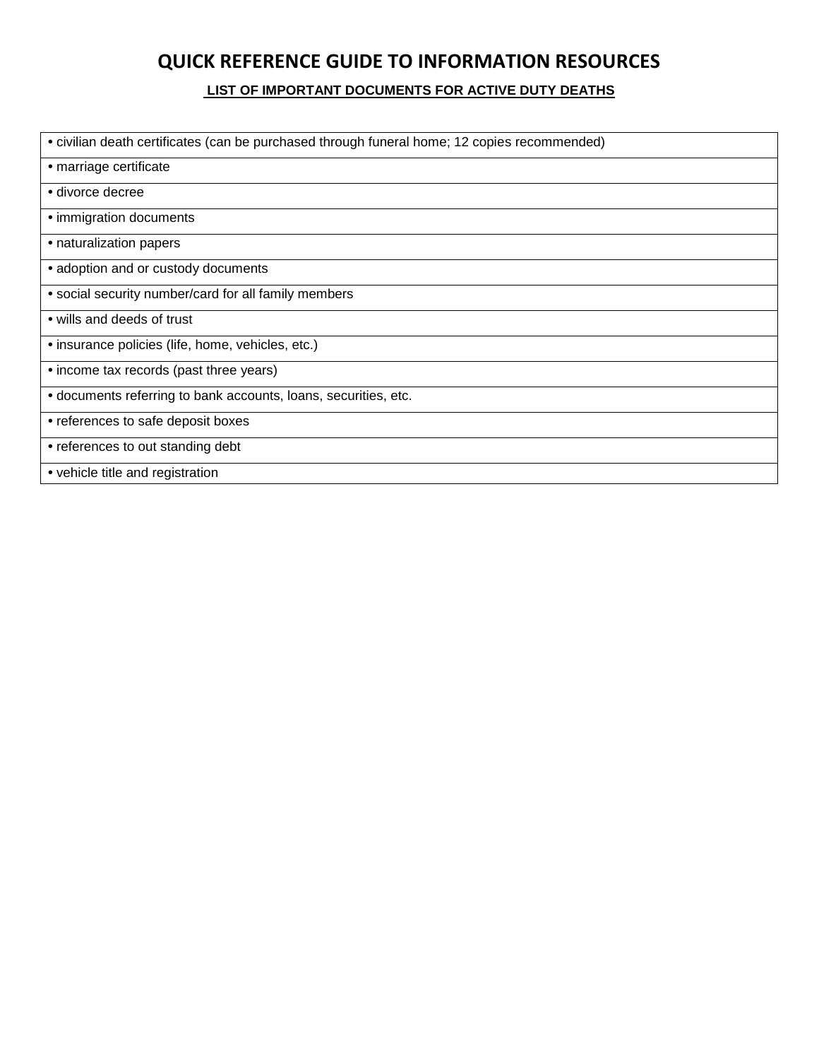# QUICK REFERENCE GUIDE TO INFORMATION RESOURCES

## LIST OF IMPORTANT DOCUMENTS FOR ACTIVE DUTY DEATHS

| |
|---|
| • civilian death certificates (can be purchased through funeral home; 12 copies recommended) |
| • marriage certificate |
| • divorce decree |
| • immigration documents |
| • naturalization papers |
| • adoption and or custody documents |
| • social security number/card for all family members |
| • wills and deeds of trust |
| • insurance policies (life, home, vehicles, etc.) |
| • income tax records (past three years) |
| • documents referring to bank accounts, loans, securities, etc. |
| • references to safe deposit boxes |
| • references to out standing debt |
| • vehicle title and registration |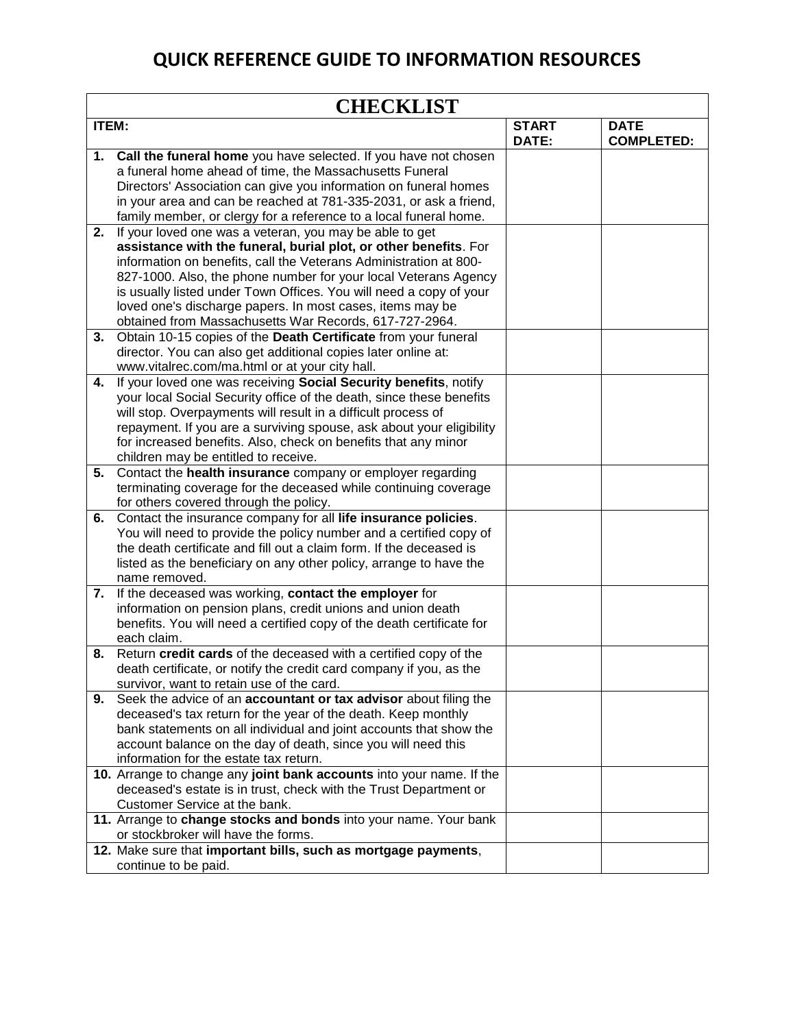# QUICK REFERENCE GUIDE TO INFORMATION RESOURCES

| CHECKLIST | | |
|---|---|---|
| **ITEM:** | **START DATE:** | **DATE COMPLETED:** |
| **1.** **Call the funeral home** you have selected. If you have not chosen a funeral home ahead of time, the Massachusetts Funeral Directors' Association can give you information on funeral homes in your area and can be reached at 781-335-2031, or ask a friend, family member, or clergy for a reference to a local funeral home. | | |
| **2.** If your loved one was a veteran, you may be able to get **assistance with the funeral, burial plot, or other benefits**. For information on benefits, call the Veterans Administration at 800-827-1000. Also, the phone number for your local Veterans Agency is usually listed under Town Offices. You will need a copy of your loved one's discharge papers. In most cases, items may be obtained from Massachusetts War Records, 617-727-2964. | | |
| **3.** Obtain 10-15 copies of the **Death Certificate** from your funeral director. You can also get additional copies later online at: www.vitalrec.com/ma.html or at your city hall. | | |
| **4.** If your loved one was receiving **Social Security benefits**, notify your local Social Security office of the death, since these benefits will stop. Overpayments will result in a difficult process of repayment. If you are a surviving spouse, ask about your eligibility for increased benefits. Also, check on benefits that any minor children may be entitled to receive. | | |
| **5.** Contact the **health insurance** company or employer regarding terminating coverage for the deceased while continuing coverage for others covered through the policy. | | |
| **6.** Contact the insurance company for all **life insurance policies**. You will need to provide the policy number and a certified copy of the death certificate and fill out a claim form. If the deceased is listed as the beneficiary on any other policy, arrange to have the name removed. | | |
| **7.** If the deceased was working, **contact the employer** for information on pension plans, credit unions and union death benefits. You will need a certified copy of the death certificate for each claim. | | |
| **8.** Return **credit cards** of the deceased with a certified copy of the death certificate, or notify the credit card company if you, as the survivor, want to retain use of the card. | | |
| **9.** Seek the advice of an **accountant or tax advisor** about filing the deceased's tax return for the year of the death. Keep monthly bank statements on all individual and joint accounts that show the account balance on the day of death, since you will need this information for the estate tax return. | | |
| **10.** Arrange to change any **joint bank accounts** into your name. If the deceased's estate is in trust, check with the Trust Department or Customer Service at the bank. | | |
| **11.** Arrange to **change stocks and bonds** into your name. Your bank or stockbroker will have the forms. | | |
| **12.** Make sure that **important bills, such as mortgage payments**, continue to be paid. | | |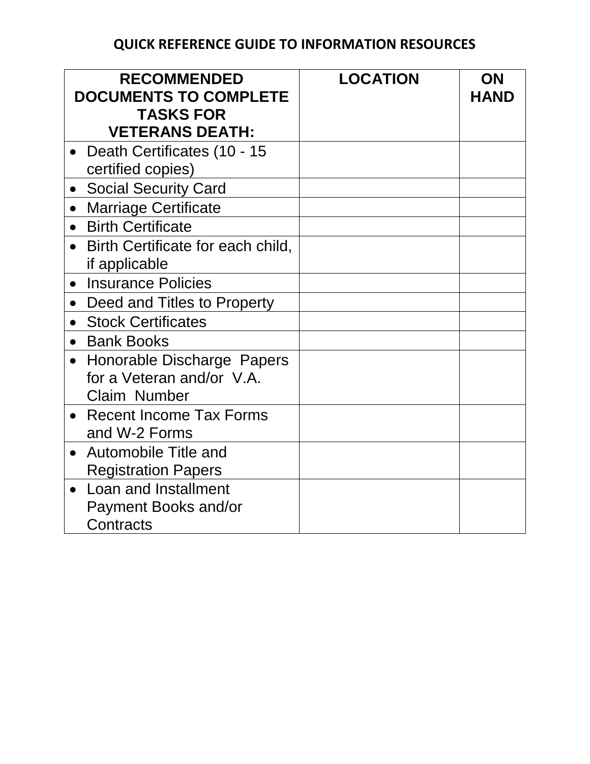## QUICK REFERENCE GUIDE TO INFORMATION RESOURCES

| RECOMMENDED DOCUMENTS TO COMPLETE TASKS FOR VETERANS DEATH: | LOCATION | ON HAND |
|---|---|---|
| • Death Certificates (10 - 15 certified copies) | | |
| • Social Security Card | | |
| • Marriage Certificate | | |
| • Birth Certificate | | |
| • Birth Certificate for each child, if applicable | | |
| • Insurance Policies | | |
| • Deed and Titles to Property | | |
| • Stock Certificates | | |
| • Bank Books | | |
| • Honorable Discharge Papers for a Veteran and/or V.A. Claim Number | | |
| • Recent Income Tax Forms and W-2 Forms | | |
| • Automobile Title and Registration Papers | | |
| • Loan and Installment Payment Books and/or Contracts | | |